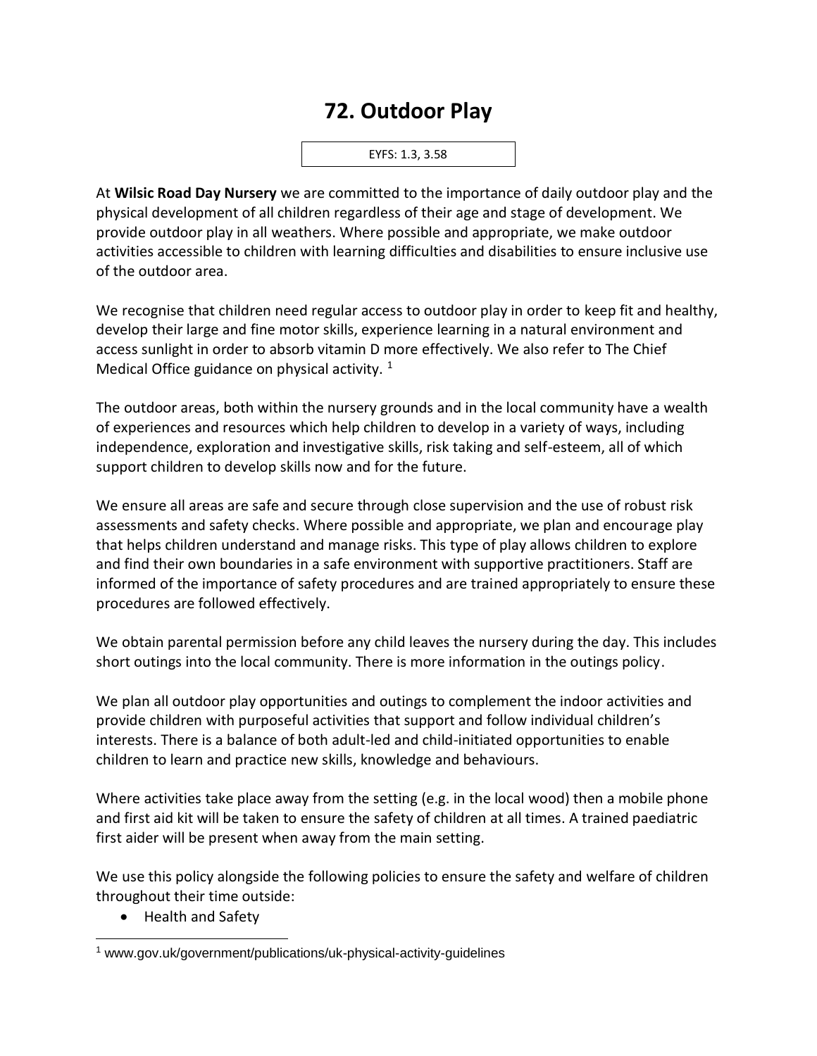# 72. Outdoor Play

EYFS: 1.3, 3.58

At **Wilsic Road Day Nursery** we are committed to the importance of daily outdoor play and the physical development of all children regardless of their age and stage of development. We provide outdoor play in all weathers. Where possible and appropriate, we make outdoor activities accessible to children with learning difficulties and disabilities to ensure inclusive use of the outdoor area.

We recognise that children need regular access to outdoor play in order to keep fit and healthy, develop their large and fine motor skills, experience learning in a natural environment and access sunlight in order to absorb vitamin D more effectively. We also refer to The Chief Medical Office guidance on physical activity. [1]

The outdoor areas, both within the nursery grounds and in the local community have a wealth of experiences and resources which help children to develop in a variety of ways, including independence, exploration and investigative skills, risk taking and self-esteem, all of which support children to develop skills now and for the future.

We ensure all areas are safe and secure through close supervision and the use of robust risk assessments and safety checks. Where possible and appropriate, we plan and encourage play that helps children understand and manage risks. This type of play allows children to explore and find their own boundaries in a safe environment with supportive practitioners. Staff are informed of the importance of safety procedures and are trained appropriately to ensure these procedures are followed effectively.

We obtain parental permission before any child leaves the nursery during the day. This includes short outings into the local community. There is more information in the outings policy.

We plan all outdoor play opportunities and outings to complement the indoor activities and provide children with purposeful activities that support and follow individual children's interests. There is a balance of both adult-led and child-initiated opportunities to enable children to learn and practice new skills, knowledge and behaviours.

Where activities take place away from the setting (e.g. in the local wood) then a mobile phone and first aid kit will be taken to ensure the safety of children at all times. A trained paediatric first aider will be present when away from the main setting.

We use this policy alongside the following policies to ensure the safety and welfare of children throughout their time outside:

- Health and Safety

[1] www.gov.uk/government/publications/uk-physical-activity-guidelines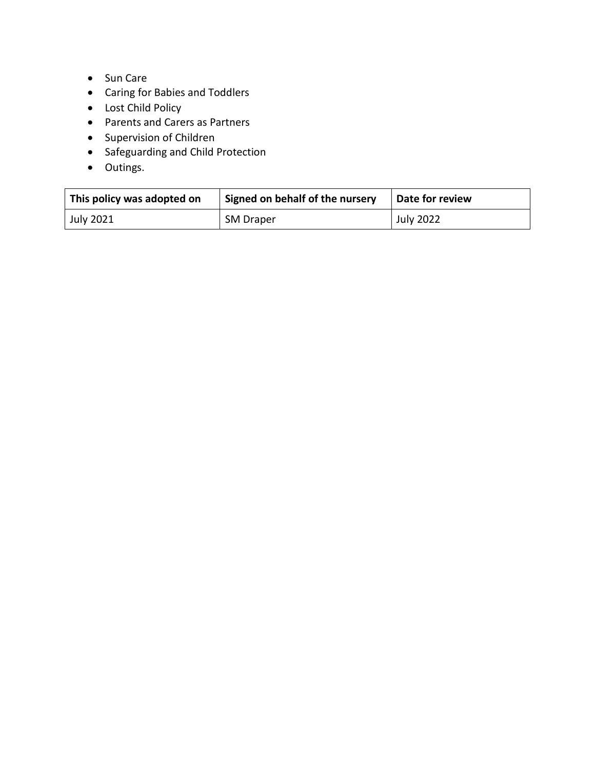- Sun Care
- Caring for Babies and Toddlers
- Lost Child Policy
- Parents and Carers as Partners
- Supervision of Children
- Safeguarding and Child Protection
- Outings.

| This policy was adopted on | Signed on behalf of the nursery | Date for review |
|---|---|---|
| July 2021 | SM Draper | July 2022 |